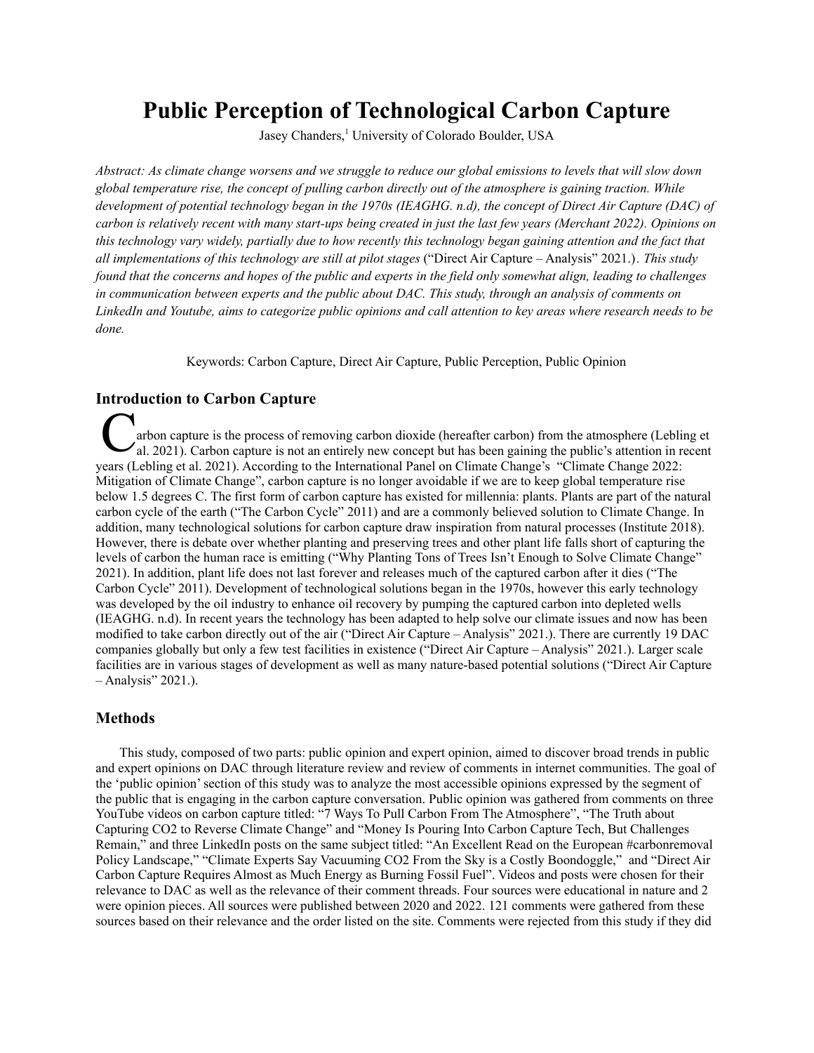# Public Perception of Technological Carbon Capture

Jasey Chanders,[1] University of Colorado Boulder, USA

*Abstract: As climate change worsens and we struggle to reduce our global emissions to levels that will slow down global temperature rise, the concept of pulling carbon directly out of the atmosphere is gaining traction. While development of potential technology began in the 1970s (IEAGHG. n.d), the concept of Direct Air Capture (DAC) of carbon is relatively recent with many start-ups being created in just the last few years (Merchant 2022). Opinions on this technology vary widely, partially due to how recently this technology began gaining attention and the fact that all implementations of this technology are still at pilot stages* ("Direct Air Capture – Analysis" 2021.). *This study found that the concerns and hopes of the public and experts in the field only somewhat align, leading to challenges in communication between experts and the public about DAC. This study, through an analysis of comments on LinkedIn and Youtube, aims to categorize public opinions and call attention to key areas where research needs to be done.*

Keywords: Carbon Capture, Direct Air Capture, Public Perception, Public Opinion

## Introduction to Carbon Capture

Carbon capture is the process of removing carbon dioxide (hereafter carbon) from the atmosphere (Lebling et al. 2021). Carbon capture is not an entirely new concept but has been gaining the public's attention in recent years (Lebling et al. 2021). According to the International Panel on Climate Change's "Climate Change 2022: Mitigation of Climate Change", carbon capture is no longer avoidable if we are to keep global temperature rise below 1.5 degrees C. The first form of carbon capture has existed for millennia: plants. Plants are part of the natural carbon cycle of the earth ("The Carbon Cycle" 2011) and are a commonly believed solution to Climate Change. In addition, many technological solutions for carbon capture draw inspiration from natural processes (Institute 2018). However, there is debate over whether planting and preserving trees and other plant life falls short of capturing the levels of carbon the human race is emitting ("Why Planting Tons of Trees Isn't Enough to Solve Climate Change" 2021). In addition, plant life does not last forever and releases much of the captured carbon after it dies ("The Carbon Cycle" 2011). Development of technological solutions began in the 1970s, however this early technology was developed by the oil industry to enhance oil recovery by pumping the captured carbon into depleted wells (IEAGHG. n.d). In recent years the technology has been adapted to help solve our climate issues and now has been modified to take carbon directly out of the air ("Direct Air Capture – Analysis" 2021.). There are currently 19 DAC companies globally but only a few test facilities in existence ("Direct Air Capture – Analysis" 2021.). Larger scale facilities are in various stages of development as well as many nature-based potential solutions ("Direct Air Capture – Analysis" 2021.).

## Methods

This study, composed of two parts: public opinion and expert opinion, aimed to discover broad trends in public and expert opinions on DAC through literature review and review of comments in internet communities. The goal of the 'public opinion' section of this study was to analyze the most accessible opinions expressed by the segment of the public that is engaging in the carbon capture conversation. Public opinion was gathered from comments on three YouTube videos on carbon capture titled: "7 Ways To Pull Carbon From The Atmosphere", "The Truth about Capturing CO2 to Reverse Climate Change" and "Money Is Pouring Into Carbon Capture Tech, But Challenges Remain," and three LinkedIn posts on the same subject titled: "An Excellent Read on the European #carbonremoval Policy Landscape," "Climate Experts Say Vacuuming CO2 From the Sky is a Costly Boondoggle," and "Direct Air Carbon Capture Requires Almost as Much Energy as Burning Fossil Fuel". Videos and posts were chosen for their relevance to DAC as well as the relevance of their comment threads. Four sources were educational in nature and 2 were opinion pieces. All sources were published between 2020 and 2022. 121 comments were gathered from these sources based on their relevance and the order listed on the site. Comments were rejected from this study if they did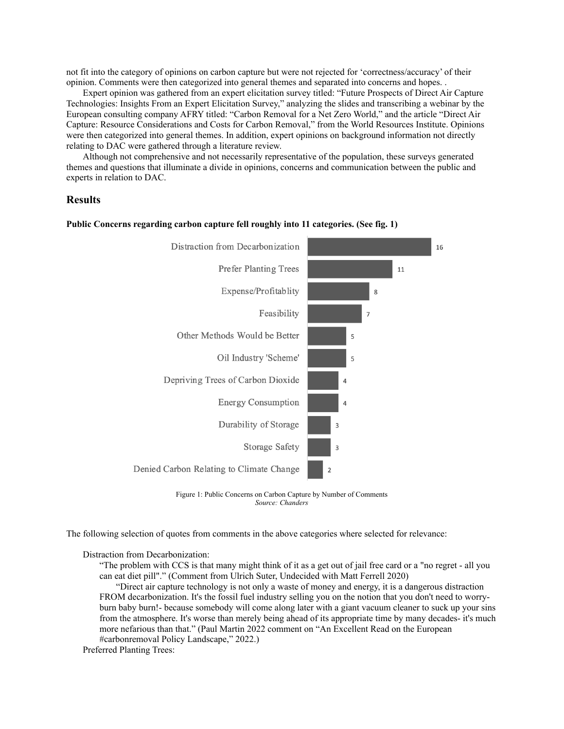not fit into the category of opinions on carbon capture but were not rejected for 'correctness/accuracy' of their opinion. Comments were then categorized into general themes and separated into concerns and hopes. .

Expert opinion was gathered from an expert elicitation survey titled: "Future Prospects of Direct Air Capture Technologies: Insights From an Expert Elicitation Survey," analyzing the slides and transcribing a webinar by the European consulting company AFRY titled: "Carbon Removal for a Net Zero World," and the article "Direct Air Capture: Resource Considerations and Costs for Carbon Removal," from the World Resources Institute. Opinions were then categorized into general themes. In addition, expert opinions on background information not directly relating to DAC were gathered through a literature review.

Although not comprehensive and not necessarily representative of the population, these surveys generated themes and questions that illuminate a divide in opinions, concerns and communication between the public and experts in relation to DAC.

## Results

**Public Concerns regarding carbon capture fell roughly into 11 categories. (See fig. 1)**

| Category | Number of Comments |
| --- | --- |
| Distraction from Decarbonization | 16 |
| Prefer Planting Trees | 11 |
| Expense/Profitablity | 8 |
| Feasibility | 7 |
| Other Methods Would be Better | 5 |
| Oil Industry 'Scheme' | 5 |
| Depriving Trees of Carbon Dioxide | 4 |
| Energy Consumption | 4 |
| Durability of Storage | 3 |
| Storage Safety | 3 |
| Denied Carbon Relating to Climate Change | 2 |

Figure 1: Public Concerns on Carbon Capture by Number of Comments
*Source: Chanders*

The following selection of quotes from comments in the above categories where selected for relevance:

Distraction from Decarbonization:

"The problem with CCS is that many might think of it as a get out of jail free card or a "no regret - all you can eat diet pill"." (Comment from Ulrich Suter, Undecided with Matt Ferrell 2020)

"Direct air capture technology is not only a waste of money and energy, it is a dangerous distraction FROM decarbonization. It's the fossil fuel industry selling you on the notion that you don't need to worry- burn baby burn!- because somebody will come along later with a giant vacuum cleaner to suck up your sins from the atmosphere. It's worse than merely being ahead of its appropriate time by many decades- it's much more nefarious than that." (Paul Martin 2022 comment on "An Excellent Read on the European #carbonremoval Policy Landscape," 2022.)

Preferred Planting Trees: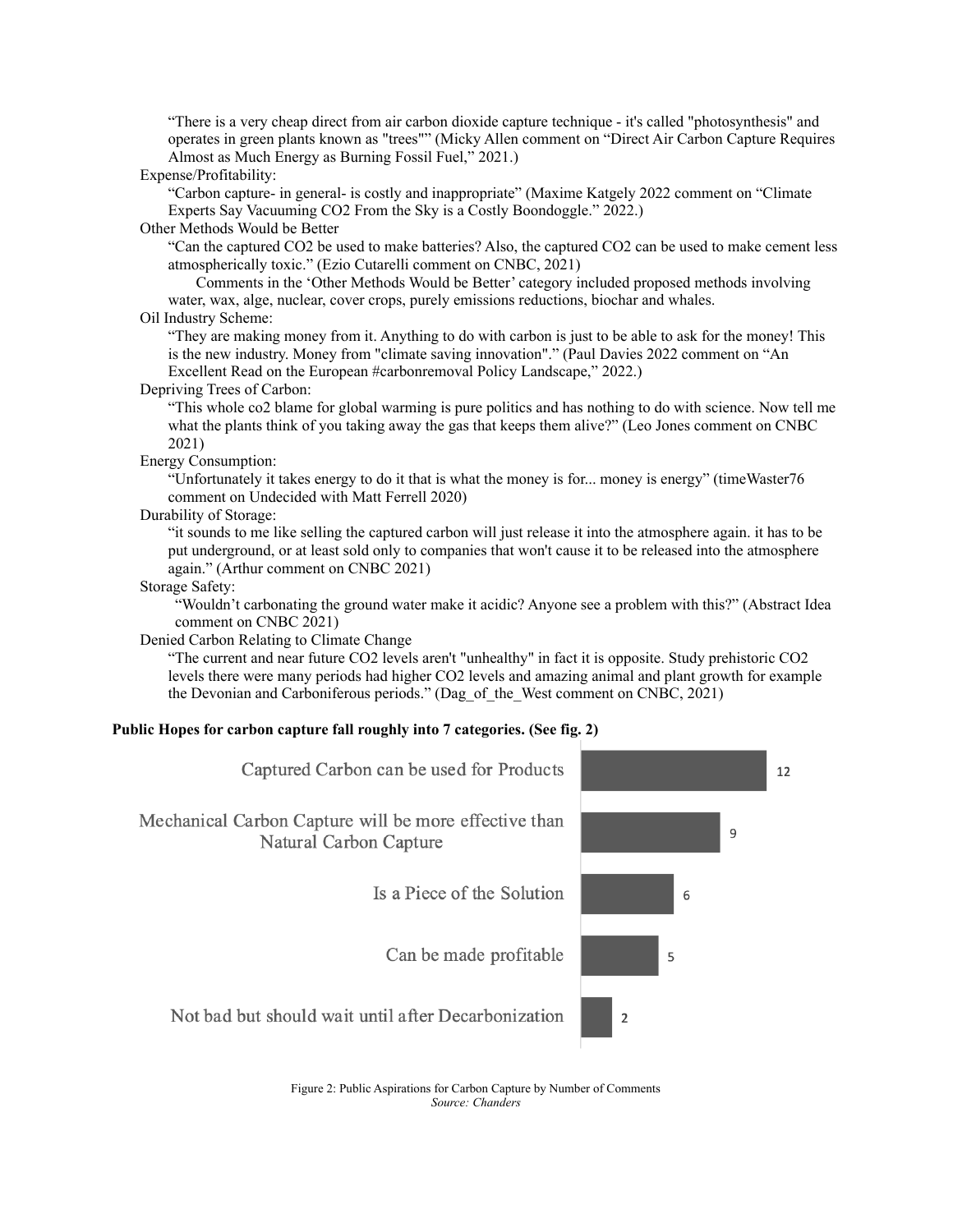"There is a very cheap direct from air carbon dioxide capture technique - it's called "photosynthesis" and operates in green plants known as "trees"" (Micky Allen comment on "Direct Air Carbon Capture Requires Almost as Much Energy as Burning Fossil Fuel," 2021.)

Expense/Profitability:

"Carbon capture- in general- is costly and inappropriate" (Maxime Katgely 2022 comment on "Climate Experts Say Vacuuming CO2 From the Sky is a Costly Boondoggle." 2022.)

Other Methods Would be Better

"Can the captured CO2 be used to make batteries? Also, the captured CO2 can be used to make cement less atmospherically toxic." (Ezio Cutarelli comment on CNBC, 2021)

Comments in the 'Other Methods Would be Better' category included proposed methods involving water, wax, alge, nuclear, cover crops, purely emissions reductions, biochar and whales.

Oil Industry Scheme:

"They are making money from it. Anything to do with carbon is just to be able to ask for the money! This is the new industry. Money from "climate saving innovation"." (Paul Davies 2022 comment on "An Excellent Read on the European #carbonremoval Policy Landscape," 2022.)

Depriving Trees of Carbon:

"This whole co2 blame for global warming is pure politics and has nothing to do with science. Now tell me what the plants think of you taking away the gas that keeps them alive?" (Leo Jones comment on CNBC 2021)

Energy Consumption:

"Unfortunately it takes energy to do it that is what the money is for... money is energy" (timeWaster76 comment on Undecided with Matt Ferrell 2020)

Durability of Storage:

"it sounds to me like selling the captured carbon will just release it into the atmosphere again. it has to be put underground, or at least sold only to companies that won't cause it to be released into the atmosphere again." (Arthur comment on CNBC 2021)

Storage Safety:

"Wouldn't carbonating the ground water make it acidic? Anyone see a problem with this?" (Abstract Idea comment on CNBC 2021)

Denied Carbon Relating to Climate Change

"The current and near future CO2 levels aren't "unhealthy" in fact it is opposite. Study prehistoric CO2 levels there were many periods had higher CO2 levels and amazing animal and plant growth for example the Devonian and Carboniferous periods." (Dag_of_the_West comment on CNBC, 2021)

**Public Hopes for carbon capture fall roughly into 7 categories. (See fig. 2)**

| Category | Number of Comments |
|---|---|
| Captured Carbon can be used for Products | 12 |
| Mechanical Carbon Capture will be more effective than Natural Carbon Capture | 9 |
| Is a Piece of the Solution | 6 |
| Can be made profitable | 5 |
| Not bad but should wait until after Decarbonization | 2 |

Figure 2: Public Aspirations for Carbon Capture by Number of Comments
*Source: Chanders*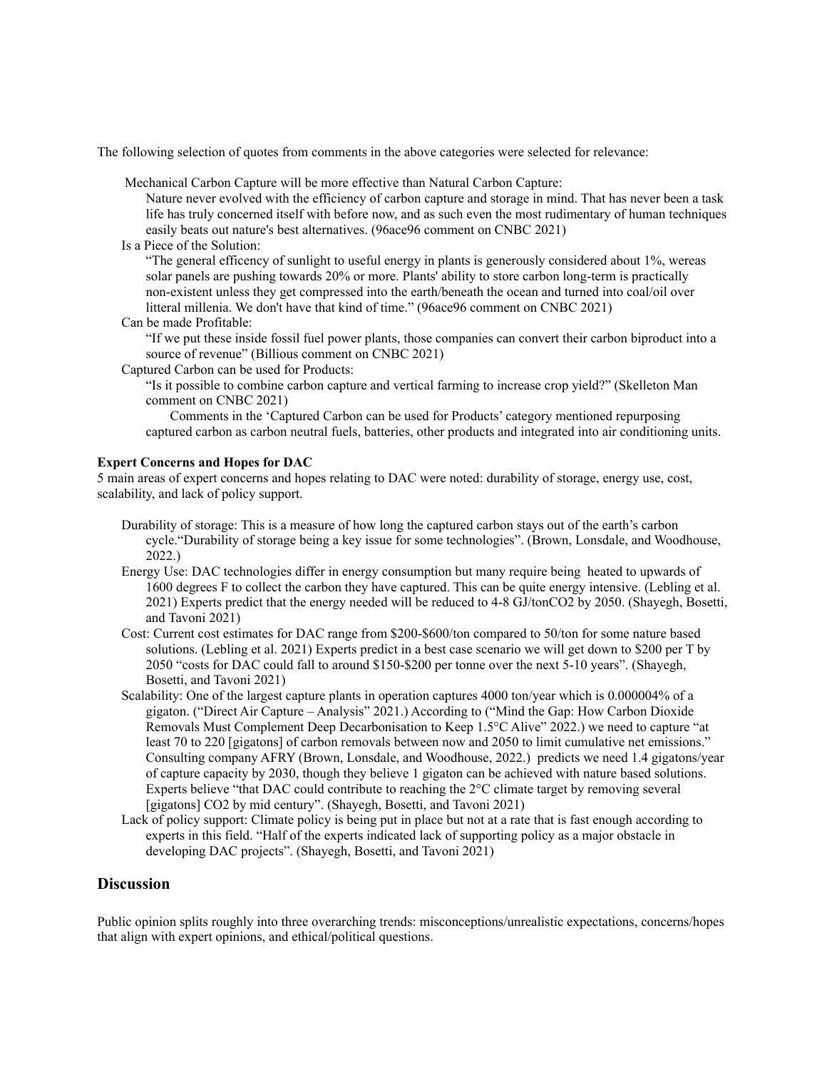The following selection of quotes from comments in the above categories were selected for relevance:

Mechanical Carbon Capture will be more effective than Natural Carbon Capture:

Nature never evolved with the efficiency of carbon capture and storage in mind. That has never been a task life has truly concerned itself with before now, and as such even the most rudimentary of human techniques easily beats out nature's best alternatives. (96ace96 comment on CNBC 2021)

Is a Piece of the Solution:

"The general efficency of sunlight to useful energy in plants is generously considered about 1%, wereas solar panels are pushing towards 20% or more. Plants' ability to store carbon long-term is practically non-existent unless they get compressed into the earth/beneath the ocean and turned into coal/oil over litteral millenia. We don't have that kind of time." (96ace96 comment on CNBC 2021)

Can be made Profitable:

"If we put these inside fossil fuel power plants, those companies can convert their carbon biproduct into a source of revenue" (Billious comment on CNBC 2021)

Captured Carbon can be used for Products:

"Is it possible to combine carbon capture and vertical farming to increase crop yield?" (Skelleton Man comment on CNBC 2021)

Comments in the 'Captured Carbon can be used for Products' category mentioned repurposing captured carbon as carbon neutral fuels, batteries, other products and integrated into air conditioning units.

**Expert Concerns and Hopes for DAC**

5 main areas of expert concerns and hopes relating to DAC were noted: durability of storage, energy use, cost, scalability, and lack of policy support.

Durability of storage: This is a measure of how long the captured carbon stays out of the earth's carbon cycle."Durability of storage being a key issue for some technologies". (Brown, Lonsdale, and Woodhouse, 2022.)

Energy Use: DAC technologies differ in energy consumption but many require being heated to upwards of 1600 degrees F to collect the carbon they have captured. This can be quite energy intensive. (Lebling et al. 2021) Experts predict that the energy needed will be reduced to 4-8 GJ/ton$CO_2$ by 2050. (Shayegh, Bosetti, and Tavoni 2021)

Cost: Current cost estimates for DAC range from \$200-\$600/ton compared to 50/ton for some nature based solutions. (Lebling et al. 2021) Experts predict in a best case scenario we will get down to \$200 per T by 2050 "costs for DAC could fall to around \$150-\$200 per tonne over the next 5-10 years". (Shayegh, Bosetti, and Tavoni 2021)

Scalability: One of the largest capture plants in operation captures 4000 ton/year which is 0.000004% of a gigaton. ("Direct Air Capture – Analysis" 2021.) According to ("Mind the Gap: How Carbon Dioxide Removals Must Complement Deep Decarbonisation to Keep 1.5°C Alive" 2022.) we need to capture "at least 70 to 220 [gigatons] of carbon removals between now and 2050 to limit cumulative net emissions." Consulting company AFRY (Brown, Lonsdale, and Woodhouse, 2022.) predicts we need 1.4 gigatons/year of capture capacity by 2030, though they believe 1 gigaton can be achieved with nature based solutions. Experts believe "that DAC could contribute to reaching the 2°C climate target by removing several [gigatons] CO2 by mid century". (Shayegh, Bosetti, and Tavoni 2021)

Lack of policy support: Climate policy is being put in place but not at a rate that is fast enough according to experts in this field. "Half of the experts indicated lack of supporting policy as a major obstacle in developing DAC projects". (Shayegh, Bosetti, and Tavoni 2021)

## Discussion

Public opinion splits roughly into three overarching trends: misconceptions/unrealistic expectations, concerns/hopes that align with expert opinions, and ethical/political questions.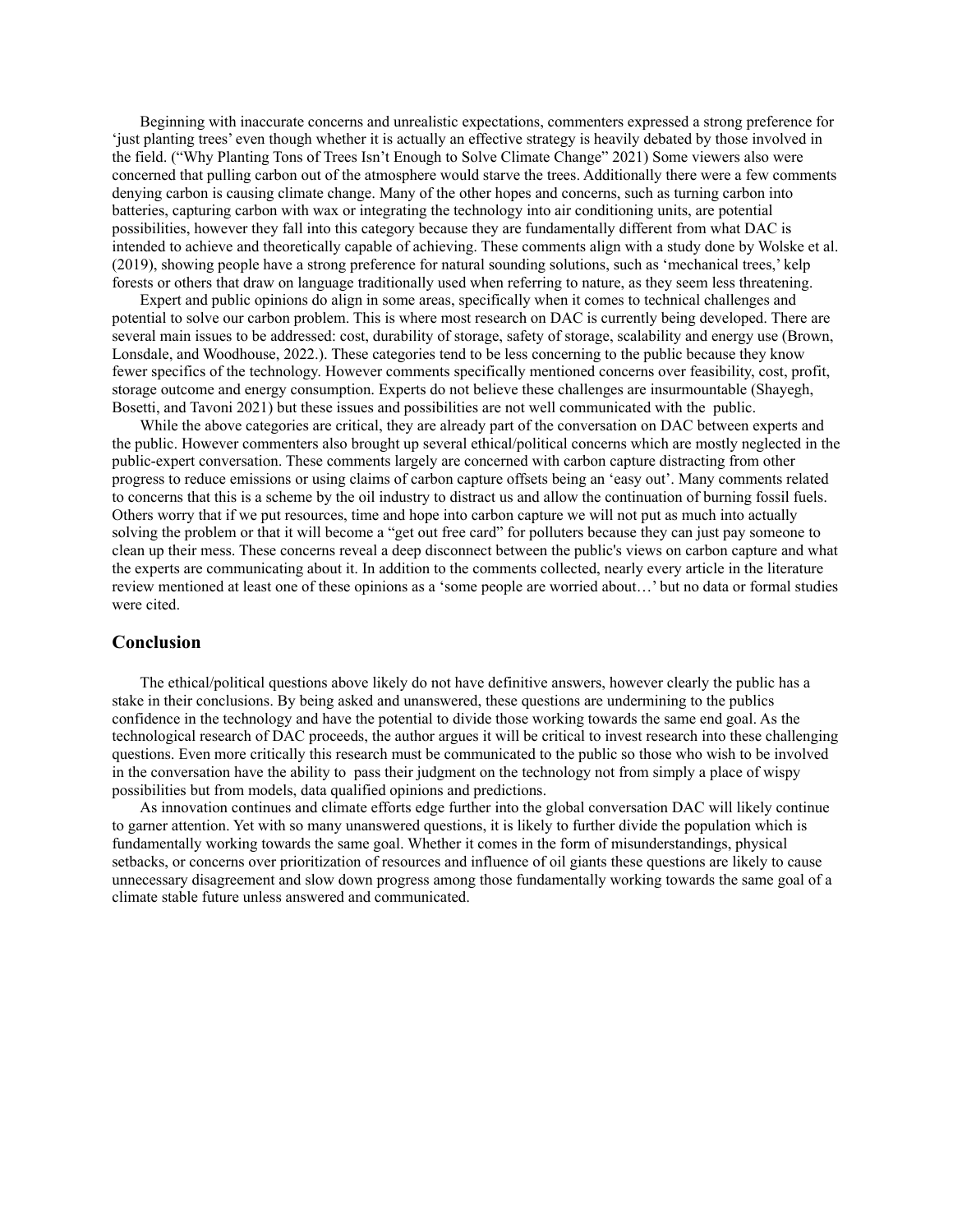Beginning with inaccurate concerns and unrealistic expectations, commenters expressed a strong preference for 'just planting trees' even though whether it is actually an effective strategy is heavily debated by those involved in the field. ("Why Planting Tons of Trees Isn't Enough to Solve Climate Change" 2021) Some viewers also were concerned that pulling carbon out of the atmosphere would starve the trees. Additionally there were a few comments denying carbon is causing climate change. Many of the other hopes and concerns, such as turning carbon into batteries, capturing carbon with wax or integrating the technology into air conditioning units, are potential possibilities, however they fall into this category because they are fundamentally different from what DAC is intended to achieve and theoretically capable of achieving. These comments align with a study done by Wolske et al. (2019), showing people have a strong preference for natural sounding solutions, such as 'mechanical trees,' kelp forests or others that draw on language traditionally used when referring to nature, as they seem less threatening.

Expert and public opinions do align in some areas, specifically when it comes to technical challenges and potential to solve our carbon problem. This is where most research on DAC is currently being developed. There are several main issues to be addressed: cost, durability of storage, safety of storage, scalability and energy use (Brown, Lonsdale, and Woodhouse, 2022.). These categories tend to be less concerning to the public because they know fewer specifics of the technology. However comments specifically mentioned concerns over feasibility, cost, profit, storage outcome and energy consumption. Experts do not believe these challenges are insurmountable (Shayegh, Bosetti, and Tavoni 2021) but these issues and possibilities are not well communicated with the public.

While the above categories are critical, they are already part of the conversation on DAC between experts and the public. However commenters also brought up several ethical/political concerns which are mostly neglected in the public-expert conversation. These comments largely are concerned with carbon capture distracting from other progress to reduce emissions or using claims of carbon capture offsets being an 'easy out'. Many comments related to concerns that this is a scheme by the oil industry to distract us and allow the continuation of burning fossil fuels. Others worry that if we put resources, time and hope into carbon capture we will not put as much into actually solving the problem or that it will become a "get out free card" for polluters because they can just pay someone to clean up their mess. These concerns reveal a deep disconnect between the public's views on carbon capture and what the experts are communicating about it. In addition to the comments collected, nearly every article in the literature review mentioned at least one of these opinions as a 'some people are worried about…' but no data or formal studies were cited.

## Conclusion

The ethical/political questions above likely do not have definitive answers, however clearly the public has a stake in their conclusions. By being asked and unanswered, these questions are undermining to the publics confidence in the technology and have the potential to divide those working towards the same end goal. As the technological research of DAC proceeds, the author argues it will be critical to invest research into these challenging questions. Even more critically this research must be communicated to the public so those who wish to be involved in the conversation have the ability to pass their judgment on the technology not from simply a place of wispy possibilities but from models, data qualified opinions and predictions.

As innovation continues and climate efforts edge further into the global conversation DAC will likely continue to garner attention. Yet with so many unanswered questions, it is likely to further divide the population which is fundamentally working towards the same goal. Whether it comes in the form of misunderstandings, physical setbacks, or concerns over prioritization of resources and influence of oil giants these questions are likely to cause unnecessary disagreement and slow down progress among those fundamentally working towards the same goal of a climate stable future unless answered and communicated.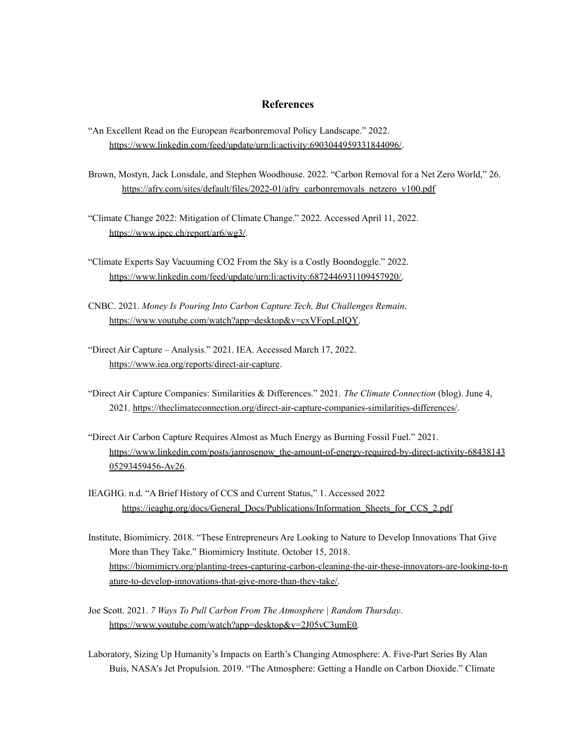## References

"An Excellent Read on the European #carbonremoval Policy Landscape." 2022. https://www.linkedin.com/feed/update/urn:li:activity:6903044959331844096/.

Brown, Mostyn, Jack Lonsdale, and Stephen Woodhouse. 2022. "Carbon Removal for a Net Zero World," 26. https://afry.com/sites/default/files/2022-01/afry_carbonremovals_netzero_v100.pdf

"Climate Change 2022: Mitigation of Climate Change." 2022. Accessed April 11, 2022. https://www.ipcc.ch/report/ar6/wg3/.

"Climate Experts Say Vacuuming CO2 From the Sky is a Costly Boondoggle." 2022. https://www.linkedin.com/feed/update/urn:li:activity:6872446931109457920/.

CNBC. 2021. *Money Is Pouring Into Carbon Capture Tech, But Challenges Remain*. https://www.youtube.com/watch?app=desktop&v=cxVFopLpIQY.

"Direct Air Capture – Analysis." 2021. IEA. Accessed March 17, 2022. https://www.iea.org/reports/direct-air-capture.

"Direct Air Capture Companies: Similarities & Differences." 2021. *The Climate Connection* (blog). June 4, 2021. https://theclimateconnection.org/direct-air-capture-companies-similarities-differences/.

"Direct Air Carbon Capture Requires Almost as Much Energy as Burning Fossil Fuel." 2021. https://www.linkedin.com/posts/janrosenow_the-amount-of-energy-required-by-direct-activity-6843814305293459456-Av26.

IEAGHG. n.d. "A Brief History of CCS and Current Status," 1. Accessed 2022 https://ieaghg.org/docs/General_Docs/Publications/Information_Sheets_for_CCS_2.pdf

Institute, Biomimicry. 2018. "These Entrepreneurs Are Looking to Nature to Develop Innovations That Give More than They Take." Biomimicry Institute. October 15, 2018. https://biomimicry.org/planting-trees-capturing-carbon-cleaning-the-air-these-innovators-are-looking-to-nature-to-develop-innovations-that-give-more-than-they-take/.

Joe Scott. 2021. *7 Ways To Pull Carbon From The Atmosphere | Random Thursday*. https://www.youtube.com/watch?app=desktop&v=2J05vC3umE0.

Laboratory, Sizing Up Humanity's Impacts on Earth's Changing Atmosphere: A. Five-Part Series By Alan Buis, NASA's Jet Propulsion. 2019. "The Atmosphere: Getting a Handle on Carbon Dioxide." Climate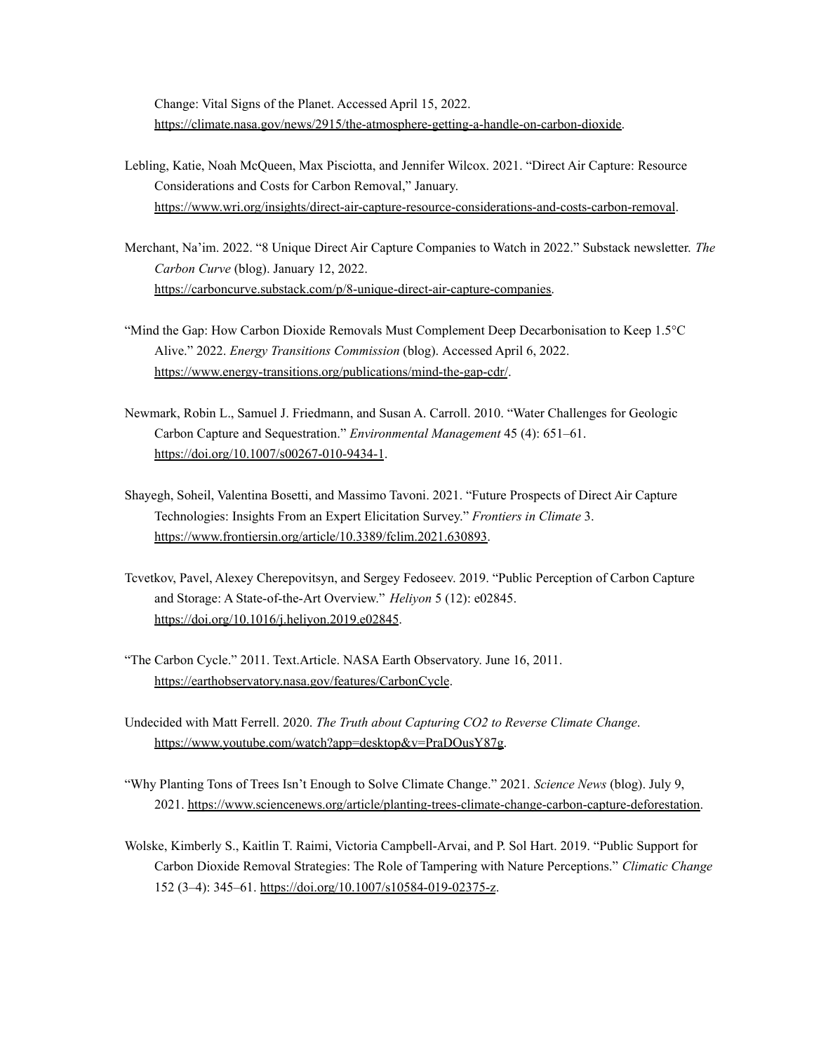Change: Vital Signs of the Planet. Accessed April 15, 2022. https://climate.nasa.gov/news/2915/the-atmosphere-getting-a-handle-on-carbon-dioxide.

Lebling, Katie, Noah McQueen, Max Pisciotta, and Jennifer Wilcox. 2021. "Direct Air Capture: Resource Considerations and Costs for Carbon Removal," January. https://www.wri.org/insights/direct-air-capture-resource-considerations-and-costs-carbon-removal.

Merchant, Na'im. 2022. "8 Unique Direct Air Capture Companies to Watch in 2022." Substack newsletter. *The Carbon Curve* (blog). January 12, 2022. https://carboncurve.substack.com/p/8-unique-direct-air-capture-companies.

"Mind the Gap: How Carbon Dioxide Removals Must Complement Deep Decarbonisation to Keep 1.5°C Alive." 2022. *Energy Transitions Commission* (blog). Accessed April 6, 2022. https://www.energy-transitions.org/publications/mind-the-gap-cdr/.

Newmark, Robin L., Samuel J. Friedmann, and Susan A. Carroll. 2010. "Water Challenges for Geologic Carbon Capture and Sequestration." *Environmental Management* 45 (4): 651–61. https://doi.org/10.1007/s00267-010-9434-1.

Shayegh, Soheil, Valentina Bosetti, and Massimo Tavoni. 2021. "Future Prospects of Direct Air Capture Technologies: Insights From an Expert Elicitation Survey." *Frontiers in Climate* 3. https://www.frontiersin.org/article/10.3389/fclim.2021.630893.

Tcvetkov, Pavel, Alexey Cherepovitsyn, and Sergey Fedoseev. 2019. "Public Perception of Carbon Capture and Storage: A State-of-the-Art Overview." *Heliyon* 5 (12): e02845. https://doi.org/10.1016/j.heliyon.2019.e02845.

"The Carbon Cycle." 2011. Text.Article. NASA Earth Observatory. June 16, 2011. https://earthobservatory.nasa.gov/features/CarbonCycle.

Undecided with Matt Ferrell. 2020. *The Truth about Capturing CO2 to Reverse Climate Change*. https://www.youtube.com/watch?app=desktop&v=PraDOusY87g.

"Why Planting Tons of Trees Isn't Enough to Solve Climate Change." 2021. *Science News* (blog). July 9, 2021. https://www.sciencenews.org/article/planting-trees-climate-change-carbon-capture-deforestation.

Wolske, Kimberly S., Kaitlin T. Raimi, Victoria Campbell-Arvai, and P. Sol Hart. 2019. "Public Support for Carbon Dioxide Removal Strategies: The Role of Tampering with Nature Perceptions." *Climatic Change* 152 (3–4): 345–61. https://doi.org/10.1007/s10584-019-02375-z.